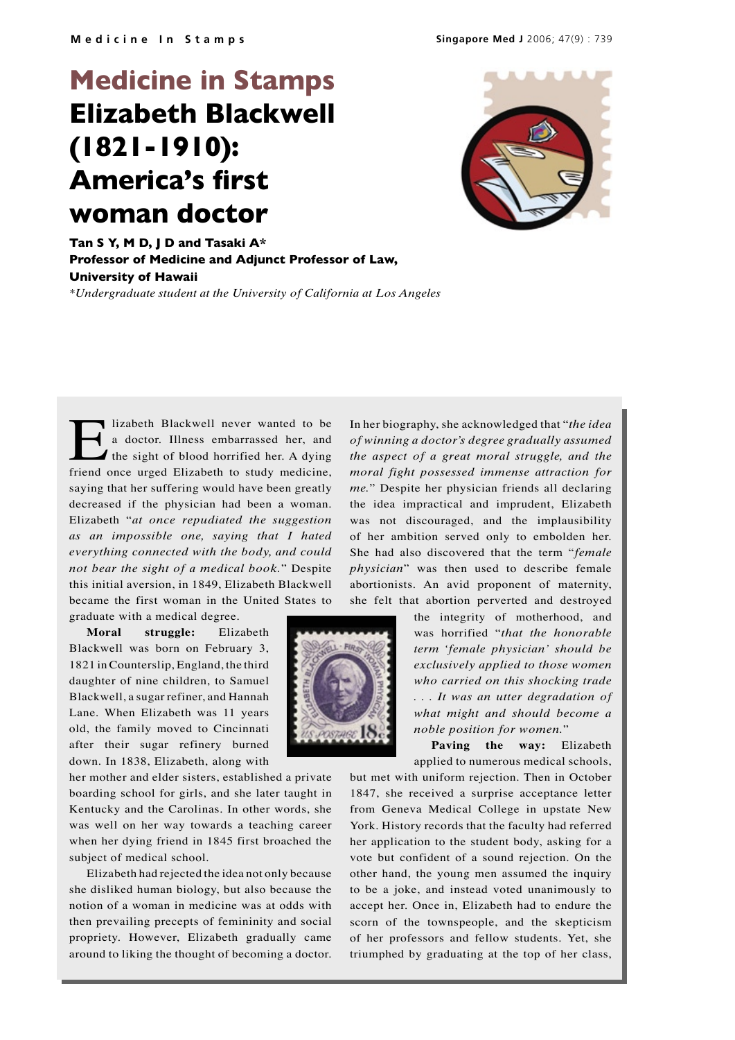# Medicine in Stamps

# Elizabeth Blackwell (1821-1910): America's first woman doctor

**Tan S Y, M D, J D and Tasaki A\***
**Professor of Medicine and Adjunct Professor of Law, University of Hawaii**

*\*Undergraduate student at the University of California at Los Angeles*

Elizabeth Blackwell never wanted to be a doctor. Illness embarrassed her, and the sight of blood horrified her. A dying friend once urged Elizabeth to study medicine, saying that her suffering would have been greatly decreased if the physician had been a woman. Elizabeth "*at once repudiated the suggestion as an impossible one, saying that I hated everything connected with the body, and could not bear the sight of a medical book.*" Despite this initial aversion, in 1849, Elizabeth Blackwell became the first woman in the United States to graduate with a medical degree.

**Moral struggle:** Elizabeth Blackwell was born on February 3, 1821 in Counterslip, England, the third daughter of nine children, to Samuel Blackwell, a sugar refiner, and Hannah Lane. When Elizabeth was 11 years old, the family moved to Cincinnati after their sugar refinery burned down. In 1838, Elizabeth, along with her mother and elder sisters, established a private boarding school for girls, and she later taught in Kentucky and the Carolinas. In other words, she was well on her way towards a teaching career when her dying friend in 1845 first broached the subject of medical school.

Elizabeth had rejected the idea not only because she disliked human biology, but also because the notion of a woman in medicine was at odds with then prevailing precepts of femininity and social propriety. However, Elizabeth gradually came around to liking the thought of becoming a doctor. In her biography, she acknowledged that "*the idea of winning a doctor's degree gradually assumed the aspect of a great moral struggle, and the moral fight possessed immense attraction for me.*" Despite her physician friends all declaring the idea impractical and imprudent, Elizabeth was not discouraged, and the implausibility of her ambition served only to embolden her. She had also discovered that the term "*female physician*" was then used to describe female abortionists. An avid proponent of maternity, she felt that abortion perverted and destroyed the integrity of motherhood, and was horrified "*that the honorable term 'female physician' should be exclusively applied to those women who carried on this shocking trade . . . It was an utter degradation of what might and should become a noble position for women.*"

**Paving the way:** Elizabeth applied to numerous medical schools, but met with uniform rejection. Then in October 1847, she received a surprise acceptance letter from Geneva Medical College in upstate New York. History records that the faculty had referred her application to the student body, asking for a vote but confident of a sound rejection. On the other hand, the young men assumed the inquiry to be a joke, and instead voted unanimously to accept her. Once in, Elizabeth had to endure the scorn of the townspeople, and the skepticism of her professors and fellow students. Yet, she triumphed by graduating at the top of her class,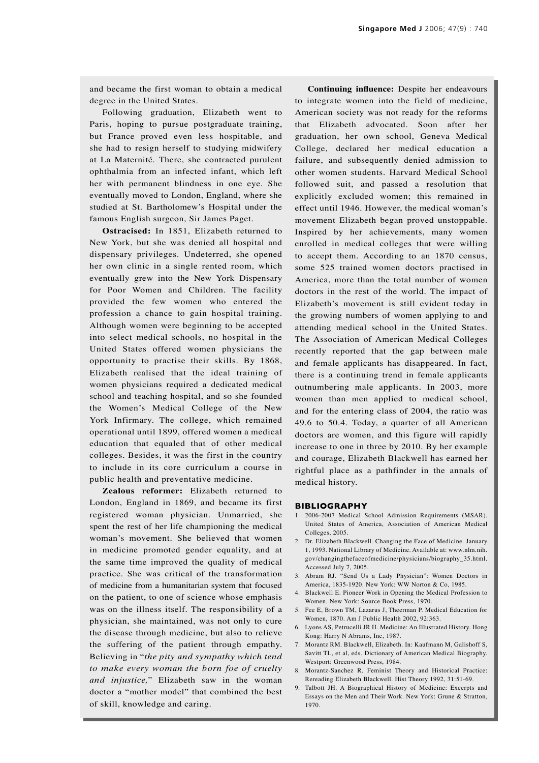and became the first woman to obtain a medical degree in the United States.

Following graduation, Elizabeth went to Paris, hoping to pursue postgraduate training, but France proved even less hospitable, and she had to resign herself to studying midwifery at La Maternité. There, she contracted purulent ophthalmia from an infected infant, which left her with permanent blindness in one eye. She eventually moved to London, England, where she studied at St. Bartholomew's Hospital under the famous English surgeon, Sir James Paget.

**Ostracised:** In 1851, Elizabeth returned to New York, but she was denied all hospital and dispensary privileges. Undeterred, she opened her own clinic in a single rented room, which eventually grew into the New York Dispensary for Poor Women and Children. The facility provided the few women who entered the profession a chance to gain hospital training. Although women were beginning to be accepted into select medical schools, no hospital in the United States offered women physicians the opportunity to practise their skills. By 1868, Elizabeth realised that the ideal training of women physicians required a dedicated medical school and teaching hospital, and so she founded the Women's Medical College of the New York Infirmary. The college, which remained operational until 1899, offered women a medical education that equaled that of other medical colleges. Besides, it was the first in the country to include in its core curriculum a course in public health and preventative medicine.

**Zealous reformer:** Elizabeth returned to London, England in 1869, and became its first registered woman physician. Unmarried, she spent the rest of her life championing the medical woman's movement. She believed that women in medicine promoted gender equality, and at the same time improved the quality of medical practice. She was critical of the transformation of medicine from a humanitarian system that focused on the patient, to one of science whose emphasis was on the illness itself. The responsibility of a physician, she maintained, was not only to cure the disease through medicine, but also to relieve the suffering of the patient through empathy. Believing in "*the pity and sympathy which tend to make every woman the born foe of cruelty and injustice,*" Elizabeth saw in the woman doctor a "mother model" that combined the best of skill, knowledge and caring.

**Continuing influence:** Despite her endeavours to integrate women into the field of medicine, American society was not ready for the reforms that Elizabeth advocated. Soon after her graduation, her own school, Geneva Medical College, declared her medical education a failure, and subsequently denied admission to other women students. Harvard Medical School followed suit, and passed a resolution that explicitly excluded women; this remained in effect until 1946. However, the medical woman's movement Elizabeth began proved unstoppable. Inspired by her achievements, many women enrolled in medical colleges that were willing to accept them. According to an 1870 census, some 525 trained women doctors practised in America, more than the total number of women doctors in the rest of the world. The impact of Elizabeth's movement is still evident today in the growing numbers of women applying to and attending medical school in the United States. The Association of American Medical Colleges recently reported that the gap between male and female applicants has disappeared. In fact, there is a continuing trend in female applicants outnumbering male applicants. In 2003, more women than men applied to medical school, and for the entering class of 2004, the ratio was 49.6 to 50.4. Today, a quarter of all American doctors are women, and this figure will rapidly increase to one in three by 2010. By her example and courage, Elizabeth Blackwell has earned her rightful place as a pathfinder in the annals of medical history.

## BIBLIOGRAPHY

1. 2006-2007 Medical School Admission Requirements (MSAR). United States of America, Association of American Medical Colleges, 2005.
2. Dr. Elizabeth Blackwell. Changing the Face of Medicine. January 1, 1993. National Library of Medicine. Available at: www.nlm.nih.gov/changingthefaceofmedicine/physicians/biography_35.html. Accessed July 7, 2005.
3. Abram RJ. "Send Us a Lady Physician": Women Doctors in America, 1835-1920. New York: WW Norton & Co, 1985.
4. Blackwell E. Pioneer Work in Opening the Medical Profession to Women. New York: Source Book Press, 1970.
5. Fee E, Brown TM, Lazarus J, Theerman P. Medical Education for Women, 1870. Am J Public Health 2002, 92:363.
6. Lyons AS, Petrucelli JR II. Medicine: An Illustrated History. Hong Kong: Harry N Abrams, Inc, 1987.
7. Morantz RM. Blackwell, Elizabeth. In: Kaufmann M, Galishoff S, Savitt TL, et al, eds. Dictionary of American Medical Biography. Westport: Greenwood Press, 1984.
8. Morantz-Sanchez R. Feminist Theory and Historical Practice: Rereading Elizabeth Blackwell. Hist Theory 1992, 31:51-69.
9. Talbott JH. A Biographical History of Medicine: Excerpts and Essays on the Men and Their Work. New York: Grune & Stratton, 1970.